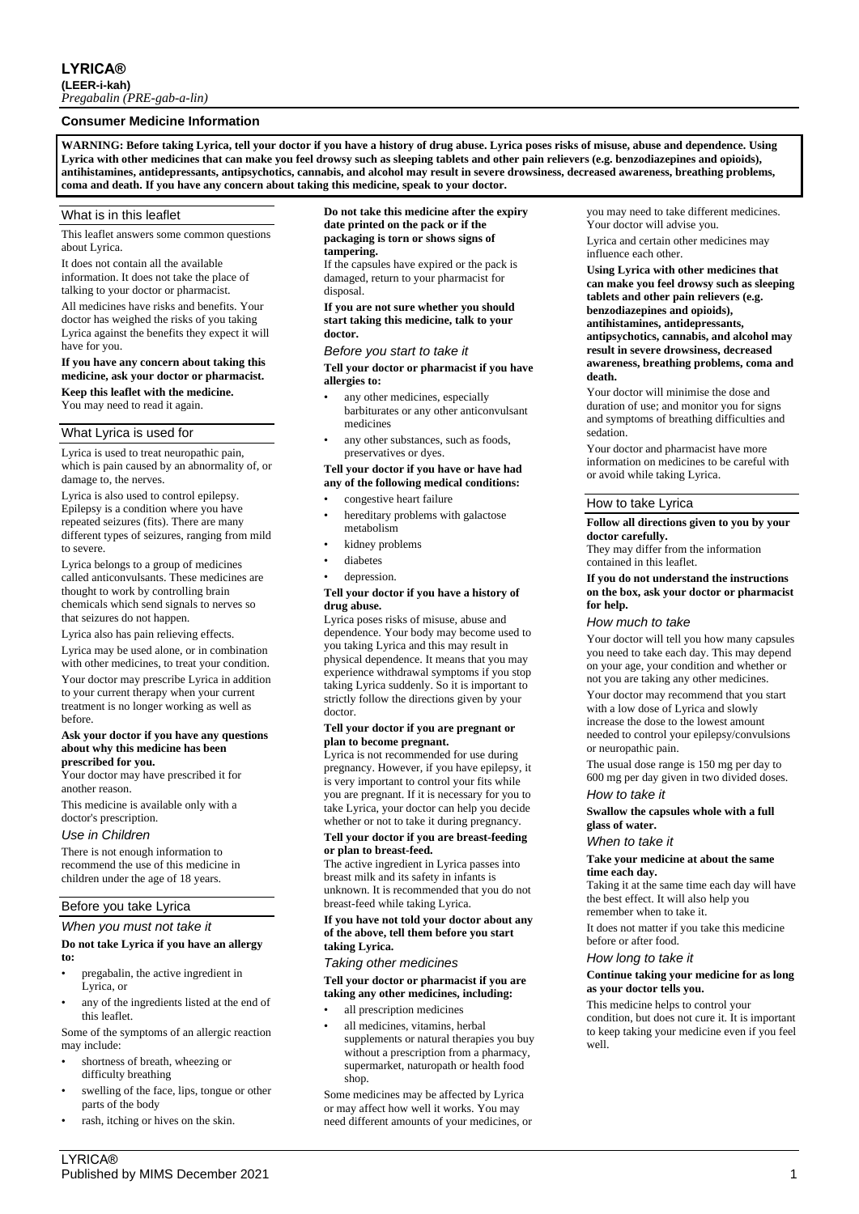# LYRICA®

**(LEER-i-kah)**

*Pregabalin (PRE-gab-a-lin)*

## Consumer Medicine Information

**WARNING: Before taking Lyrica, tell your doctor if you have a history of drug abuse. Lyrica poses risks of misuse, abuse and dependence. Using Lyrica with other medicines that can make you feel drowsy such as sleeping tablets and other pain relievers (e.g. benzodiazepines and opioids), antihistamines, antidepressants, antipsychotics, cannabis, and alcohol may result in severe drowsiness, decreased awareness, breathing problems, coma and death. If you have any concern about taking this medicine, speak to your doctor.**

### What is in this leaflet

This leaflet answers some common questions about Lyrica.

It does not contain all the available information. It does not take the place of talking to your doctor or pharmacist.

All medicines have risks and benefits. Your doctor has weighed the risks of you taking Lyrica against the benefits they expect it will have for you.

**If you have any concern about taking this medicine, ask your doctor or pharmacist.**

**Keep this leaflet with the medicine.**
You may need to read it again.

### What Lyrica is used for

Lyrica is used to treat neuropathic pain, which is pain caused by an abnormality of, or damage to, the nerves.

Lyrica is also used to control epilepsy. Epilepsy is a condition where you have repeated seizures (fits). There are many different types of seizures, ranging from mild to severe.

Lyrica belongs to a group of medicines called anticonvulsants. These medicines are thought to work by controlling brain chemicals which send signals to nerves so that seizures do not happen.

Lyrica also has pain relieving effects.

Lyrica may be used alone, or in combination with other medicines, to treat your condition.

Your doctor may prescribe Lyrica in addition to your current therapy when your current treatment is no longer working as well as before.

**Ask your doctor if you have any questions about why this medicine has been prescribed for you.**
Your doctor may have prescribed it for another reason.

This medicine is available only with a doctor's prescription.

#### *Use in Children*

There is not enough information to recommend the use of this medicine in children under the age of 18 years.

### Before you take Lyrica

#### *When you must not take it*

**Do not take Lyrica if you have an allergy to:**

- pregabalin, the active ingredient in Lyrica, or
- any of the ingredients listed at the end of this leaflet.

Some of the symptoms of an allergic reaction may include:

- shortness of breath, wheezing or difficulty breathing
- swelling of the face, lips, tongue or other parts of the body
- rash, itching or hives on the skin.

**Do not take this medicine after the expiry date printed on the pack or if the packaging is torn or shows signs of tampering.**
If the capsules have expired or the pack is damaged, return to your pharmacist for disposal.

**If you are not sure whether you should start taking this medicine, talk to your doctor.**

#### *Before you start to take it*

**Tell your doctor or pharmacist if you have allergies to:**

- any other medicines, especially barbiturates or any other anticonvulsant medicines
- any other substances, such as foods, preservatives or dyes.

**Tell your doctor if you have or have had any of the following medical conditions:**

- congestive heart failure
- hereditary problems with galactose metabolism
- kidney problems
- diabetes
- depression.

**Tell your doctor if you have a history of drug abuse.**
Lyrica poses risks of misuse, abuse and dependence. Your body may become used to you taking Lyrica and this may result in physical dependence. It means that you may experience withdrawal symptoms if you stop taking Lyrica suddenly. So it is important to strictly follow the directions given by your doctor.

**Tell your doctor if you are pregnant or plan to become pregnant.**
Lyrica is not recommended for use during pregnancy. However, if you have epilepsy, it is very important to control your fits while you are pregnant. If it is necessary for you to take Lyrica, your doctor can help you decide whether or not to take it during pregnancy.

**Tell your doctor if you are breast-feeding or plan to breast-feed.**
The active ingredient in Lyrica passes into breast milk and its safety in infants is unknown. It is recommended that you do not breast-feed while taking Lyrica.

**If you have not told your doctor about any of the above, tell them before you start taking Lyrica.**

#### *Taking other medicines*

**Tell your doctor or pharmacist if you are taking any other medicines, including:**

- all prescription medicines
- all medicines, vitamins, herbal supplements or natural therapies you buy without a prescription from a pharmacy, supermarket, naturopath or health food shop.

Some medicines may be affected by Lyrica or may affect how well it works. You may need different amounts of your medicines, or you may need to take different medicines. Your doctor will advise you.

Lyrica and certain other medicines may influence each other.

**Using Lyrica with other medicines that can make you feel drowsy such as sleeping tablets and other pain relievers (e.g. benzodiazepines and opioids), antihistamines, antidepressants, antipsychotics, cannabis, and alcohol may result in severe drowsiness, decreased awareness, breathing problems, coma and death.**

Your doctor will minimise the dose and duration of use; and monitor you for signs and symptoms of breathing difficulties and sedation.

Your doctor and pharmacist have more information on medicines to be careful with or avoid while taking Lyrica.

### How to take Lyrica

**Follow all directions given to you by your doctor carefully.**
They may differ from the information contained in this leaflet.

**If you do not understand the instructions on the box, ask your doctor or pharmacist for help.**

#### *How much to take*

Your doctor will tell you how many capsules you need to take each day. This may depend on your age, your condition and whether or not you are taking any other medicines.

Your doctor may recommend that you start with a low dose of Lyrica and slowly increase the dose to the lowest amount needed to control your epilepsy/convulsions or neuropathic pain.

The usual dose range is 150 mg per day to 600 mg per day given in two divided doses.

#### *How to take it*

**Swallow the capsules whole with a full glass of water.**

#### *When to take it*

**Take your medicine at about the same time each day.**
Taking it at the same time each day will have the best effect. It will also help you remember when to take it.

It does not matter if you take this medicine before or after food.

#### *How long to take it*

**Continue taking your medicine for as long as your doctor tells you.**

This medicine helps to control your condition, but does not cure it. It is important to keep taking your medicine even if you feel well.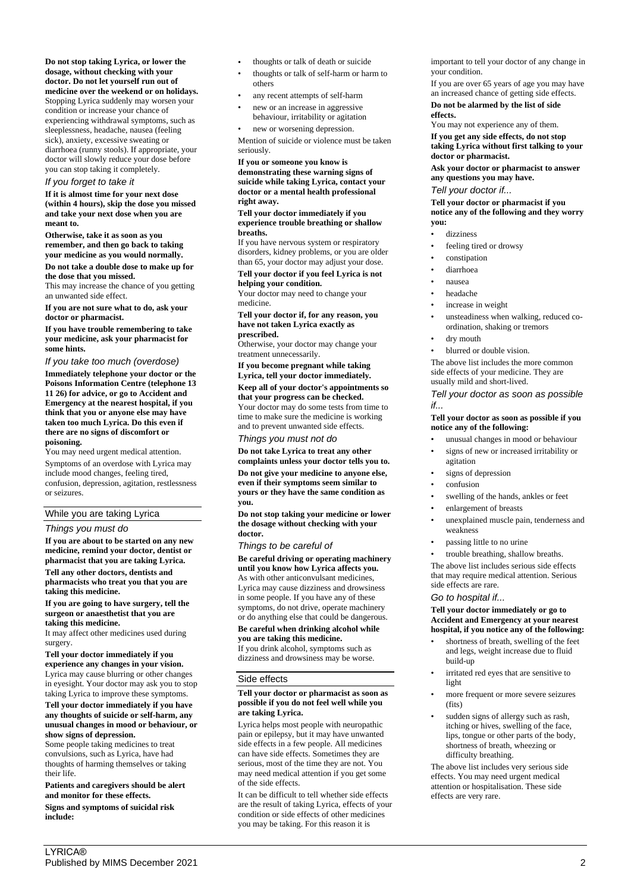**Do not stop taking Lyrica, or lower the dosage, without checking with your doctor. Do not let yourself run out of medicine over the weekend or on holidays.**

Stopping Lyrica suddenly may worsen your condition or increase your chance of experiencing withdrawal symptoms, such as sleeplessness, headache, nausea (feeling sick), anxiety, excessive sweating or diarrhoea (runny stools). If appropriate, your doctor will slowly reduce your dose before you can stop taking it completely.

### *If you forget to take it*

**If it is almost time for your next dose (within 4 hours), skip the dose you missed and take your next dose when you are meant to.**

**Otherwise, take it as soon as you remember, and then go back to taking your medicine as you would normally.**

**Do not take a double dose to make up for the dose that you missed.**

This may increase the chance of you getting an unwanted side effect.

**If you are not sure what to do, ask your doctor or pharmacist.**

**If you have trouble remembering to take your medicine, ask your pharmacist for some hints.**

### *If you take too much (overdose)*

**Immediately telephone your doctor or the Poisons Information Centre (telephone 13 11 26) for advice, or go to Accident and Emergency at the nearest hospital, if you think that you or anyone else may have taken too much Lyrica. Do this even if there are no signs of discomfort or poisoning.**

You may need urgent medical attention.

Symptoms of an overdose with Lyrica may include mood changes, feeling tired, confusion, depression, agitation, restlessness or seizures.

## While you are taking Lyrica

### *Things you must do*

**If you are about to be started on any new medicine, remind your doctor, dentist or pharmacist that you are taking Lyrica.**

**Tell any other doctors, dentists and pharmacists who treat you that you are taking this medicine.**

**If you are going to have surgery, tell the surgeon or anaesthetist that you are taking this medicine.**

It may affect other medicines used during surgery.

**Tell your doctor immediately if you experience any changes in your vision.**

Lyrica may cause blurring or other changes in eyesight. Your doctor may ask you to stop taking Lyrica to improve these symptoms.

**Tell your doctor immediately if you have any thoughts of suicide or self-harm, any unusual changes in mood or behaviour, or show signs of depression.**

Some people taking medicines to treat convulsions, such as Lyrica, have had thoughts of harming themselves or taking their life.

**Patients and caregivers should be alert and monitor for these effects.**

**Signs and symptoms of suicidal risk include:**

- thoughts or talk of death or suicide
- thoughts or talk of self-harm or harm to others
- any recent attempts of self-harm
- new or an increase in aggressive behaviour, irritability or agitation
- new or worsening depression.

Mention of suicide or violence must be taken seriously.

**If you or someone you know is demonstrating these warning signs of suicide while taking Lyrica, contact your doctor or a mental health professional right away.**

**Tell your doctor immediately if you experience trouble breathing or shallow breaths.**

If you have nervous system or respiratory disorders, kidney problems, or you are older than 65, your doctor may adjust your dose.

**Tell your doctor if you feel Lyrica is not helping your condition.**

Your doctor may need to change your medicine.

**Tell your doctor if, for any reason, you have not taken Lyrica exactly as prescribed.**

Otherwise, your doctor may change your treatment unnecessarily.

**If you become pregnant while taking Lyrica, tell your doctor immediately.**

**Keep all of your doctor's appointments so that your progress can be checked.**

Your doctor may do some tests from time to time to make sure the medicine is working and to prevent unwanted side effects.

### *Things you must not do*

**Do not take Lyrica to treat any other complaints unless your doctor tells you to.**

**Do not give your medicine to anyone else, even if their symptoms seem similar to yours or they have the same condition as you.**

**Do not stop taking your medicine or lower the dosage without checking with your doctor.**

### *Things to be careful of*

**Be careful driving or operating machinery until you know how Lyrica affects you.**

As with other anticonvulsant medicines, Lyrica may cause dizziness and drowsiness in some people. If you have any of these symptoms, do not drive, operate machinery or do anything else that could be dangerous.

**Be careful when drinking alcohol while you are taking this medicine.**

If you drink alcohol, symptoms such as dizziness and drowsiness may be worse.

## Side effects

**Tell your doctor or pharmacist as soon as possible if you do not feel well while you are taking Lyrica.**

Lyrica helps most people with neuropathic pain or epilepsy, but it may have unwanted side effects in a few people. All medicines can have side effects. Sometimes they are serious, most of the time they are not. You may need medical attention if you get some of the side effects.

It can be difficult to tell whether side effects are the result of taking Lyrica, effects of your condition or side effects of other medicines you may be taking. For this reason it is important to tell your doctor of any change in your condition.

If you are over 65 years of age you may have an increased chance of getting side effects.

**Do not be alarmed by the list of side effects.**

You may not experience any of them.

**If you get any side effects, do not stop taking Lyrica without first talking to your doctor or pharmacist.**

**Ask your doctor or pharmacist to answer any questions you may have.**

### *Tell your doctor if...*

**Tell your doctor or pharmacist if you notice any of the following and they worry you:**

- dizziness
- feeling tired or drowsy
- constipation
- diarrhoea
- nausea
- headache
- increase in weight
- unsteadiness when walking, reduced co-ordination, shaking or tremors
- dry mouth
- blurred or double vision.

The above list includes the more common side effects of your medicine. They are usually mild and short-lived.

### *Tell your doctor as soon as possible if...*

**Tell your doctor as soon as possible if you notice any of the following:**

- unusual changes in mood or behaviour
- signs of new or increased irritability or agitation
- signs of depression
- confusion
- swelling of the hands, ankles or feet
- enlargement of breasts
- unexplained muscle pain, tenderness and weakness
- passing little to no urine
- trouble breathing, shallow breaths.

The above list includes serious side effects that may require medical attention. Serious side effects are rare.

### *Go to hospital if...*

**Tell your doctor immediately or go to Accident and Emergency at your nearest hospital, if you notice any of the following:**

- shortness of breath, swelling of the feet and legs, weight increase due to fluid build-up
- irritated red eyes that are sensitive to light
- more frequent or more severe seizures (fits)
- sudden signs of allergy such as rash, itching or hives, swelling of the face, lips, tongue or other parts of the body, shortness of breath, wheezing or difficulty breathing.

The above list includes very serious side effects. You may need urgent medical attention or hospitalisation. These side effects are very rare.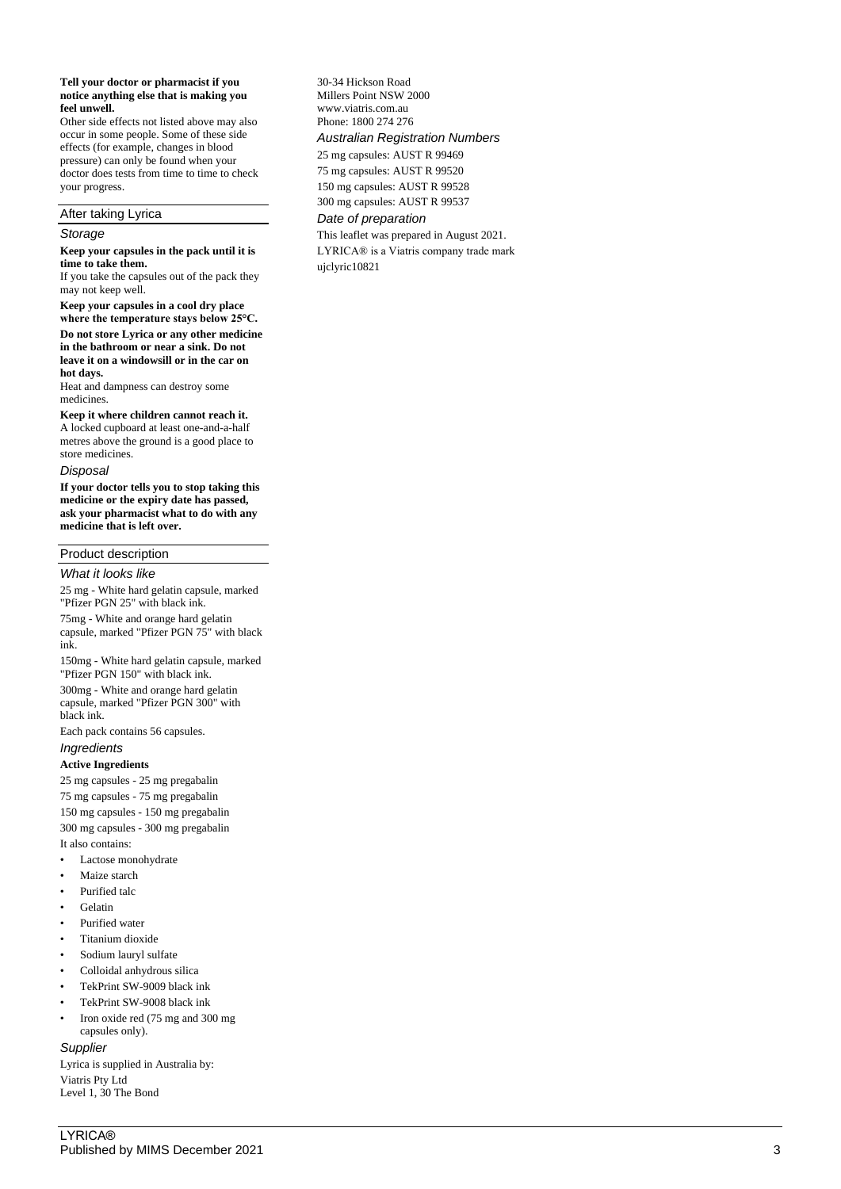**Tell your doctor or pharmacist if you notice anything else that is making you feel unwell.**

Other side effects not listed above may also occur in some people. Some of these side effects (for example, changes in blood pressure) can only be found when your doctor does tests from time to time to check your progress.

## After taking Lyrica

### Storage

**Keep your capsules in the pack until it is time to take them.**

If you take the capsules out of the pack they may not keep well.

**Keep your capsules in a cool dry place where the temperature stays below 25°C.**

**Do not store Lyrica or any other medicine in the bathroom or near a sink. Do not leave it on a windowsill or in the car on hot days.**

Heat and dampness can destroy some medicines.

**Keep it where children cannot reach it.**

A locked cupboard at least one-and-a-half metres above the ground is a good place to store medicines.

### Disposal

**If your doctor tells you to stop taking this medicine or the expiry date has passed, ask your pharmacist what to do with any medicine that is left over.**

## Product description

### What it looks like

25 mg - White hard gelatin capsule, marked "Pfizer PGN 25" with black ink.

75mg - White and orange hard gelatin capsule, marked "Pfizer PGN 75" with black ink.

150mg - White hard gelatin capsule, marked "Pfizer PGN 150" with black ink.

300mg - White and orange hard gelatin capsule, marked "Pfizer PGN 300" with black ink.

Each pack contains 56 capsules.

### Ingredients

**Active Ingredients**

25 mg capsules - 25 mg pregabalin

75 mg capsules - 75 mg pregabalin

150 mg capsules - 150 mg pregabalin

300 mg capsules - 300 mg pregabalin

It also contains:

- Lactose monohydrate
- Maize starch
- Purified talc
- Gelatin
- Purified water
- Titanium dioxide
- Sodium lauryl sulfate
- Colloidal anhydrous silica
- TekPrint SW-9009 black ink
- TekPrint SW-9008 black ink
- Iron oxide red (75 mg and 300 mg capsules only).

### Supplier

Lyrica is supplied in Australia by:

Viatris Pty Ltd
Level 1, 30 The Bond
30-34 Hickson Road
Millers Point NSW 2000
www.viatris.com.au
Phone: 1800 274 276

### Australian Registration Numbers

25 mg capsules: AUST R 99469

75 mg capsules: AUST R 99520

150 mg capsules: AUST R 99528

300 mg capsules: AUST R 99537

### Date of preparation

This leaflet was prepared in August 2021.

LYRICA® is a Viatris company trade mark

ujclyric10821